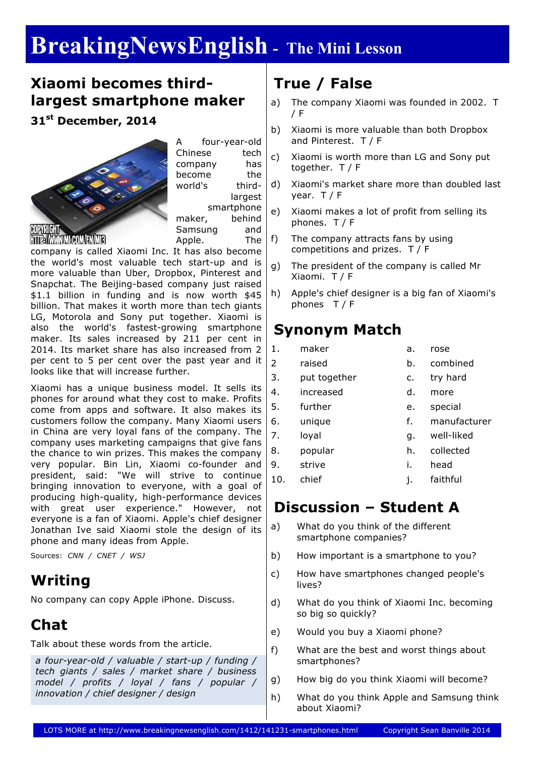# BreakingNewsEnglish - The Mini Lesson

## Xiaomi becomes third-largest smartphone maker

**31st December, 2014**

COPYRIGHT HTTP://WWW.MI.COM/EN/MI3

A four-year-old Chinese tech company has become the world's third-largest smartphone maker, behind Samsung and Apple. The company is called Xiaomi Inc. It has also become the world's most valuable tech start-up and is more valuable than Uber, Dropbox, Pinterest and Snapchat. The Beijing-based company just raised $1.1 billion in funding and is now worth $45 billion. That makes it worth more than tech giants LG, Motorola and Sony put together. Xiaomi is also the world's fastest-growing smartphone maker. Its sales increased by 211 per cent in 2014. Its market share has also increased from 2 per cent to 5 per cent over the past year and it looks like that will increase further.

Xiaomi has a unique business model. It sells its phones for around what they cost to make. Profits come from apps and software. It also makes its customers follow the company. Many Xiaomi users in China are very loyal fans of the company. The company uses marketing campaigns that give fans the chance to win prizes. This makes the company very popular. Bin Lin, Xiaomi co-founder and president, said: "We will strive to continue bringing innovation to everyone, with a goal of producing high-quality, high-performance devices with great user experience." However, not everyone is a fan of Xiaomi. Apple's chief designer Jonathan Ive said Xiaomi stole the design of its phone and many ideas from Apple.

Sources: *CNN / CNET / WSJ*

## Writing

No company can copy Apple iPhone. Discuss.

## Chat

Talk about these words from the article.

*a four-year-old / valuable / start-up / funding / tech giants / sales / market share / business model / profits / loyal / fans / popular / innovation / chief designer / design*

## True / False

a) The company Xiaomi was founded in 2002. T / F

b) Xiaomi is more valuable than both Dropbox and Pinterest. T / F

c) Xiaomi is worth more than LG and Sony put together. T / F

d) Xiaomi's market share more than doubled last year. T / F

e) Xiaomi makes a lot of profit from selling its phones. T / F

f) The company attracts fans by using competitions and prizes. T / F

g) The president of the company is called Mr Xiaomi. T / F

h) Apple's chief designer is a big fan of Xiaomi's phones T / F

## Synonym Match

| | | | |
|---|---|---|---|
| 1. | maker | a. | rose |
| 2 | raised | b. | combined |
| 3. | put together | c. | try hard |
| 4. | increased | d. | more |
| 5. | further | e. | special |
| 6. | unique | f. | manufacturer |
| 7. | loyal | g. | well-liked |
| 8. | popular | h. | collected |
| 9. | strive | i. | head |
| 10. | chief | j. | faithful |

## Discussion – Student A

a) What do you think of the different smartphone companies?

b) How important is a smartphone to you?

c) How have smartphones changed people's lives?

d) What do you think of Xiaomi Inc. becoming so big so quickly?

e) Would you buy a Xiaomi phone?

f) What are the best and worst things about smartphones?

g) How big do you think Xiaomi will become?

h) What do you think Apple and Samsung think about Xiaomi?

LOTS MORE at http://www.breakingnewsenglish.com/1412/141231-smartphones.html Copyright Sean Banville 2014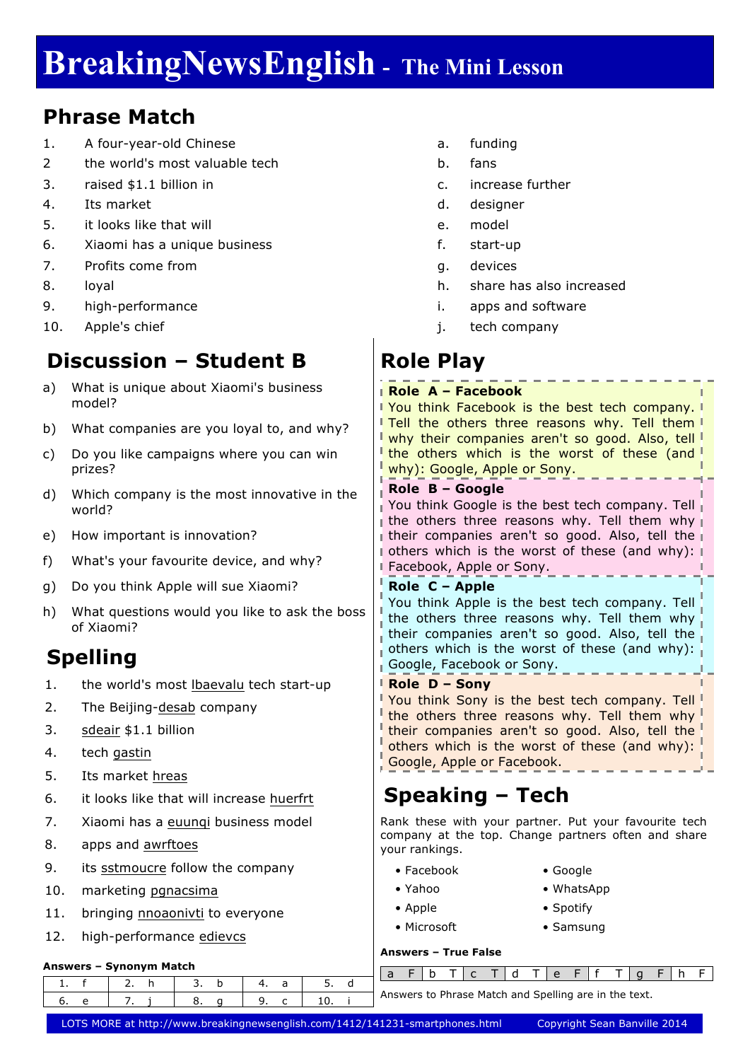# BreakingNewsEnglish - The Mini Lesson

## Phrase Match

1. A four-year-old Chinese
2 the world's most valuable tech
3. raised $1.1 billion in
4. Its market
5. it looks like that will
6. Xiaomi has a unique business
7. Profits come from
8. loyal
9. high-performance
10. Apple's chief

a. funding
b. fans
c. increase further
d. designer
e. model
f. start-up
g. devices
h. share has also increased
i. apps and software
j. tech company

## Discussion – Student B

a) What is unique about Xiaomi's business model?

b) What companies are you loyal to, and why?

c) Do you like campaigns where you can win prizes?

d) Which company is the most innovative in the world?

e) How important is innovation?

f) What's your favourite device, and why?

g) Do you think Apple will sue Xiaomi?

h) What questions would you like to ask the boss of Xiaomi?

## Spelling

1. the world's most lbaevalu tech start-up
2. The Beijing-desab company
3. sdeair $1.1 billion
4. tech gastin
5. Its market hreas
6. it looks like that will increase huerfrt
7. Xiaomi has a euunqi business model
8. apps and awrftoes
9. its sstmoucre follow the company
10. marketing pgnacsima
11. bringing nnoaonivti to everyone
12. high-performance edievcs

**Answers – Synonym Match**

| | | | | |
|---|---|---|---|---|
| 1. f | 2. h | 3. b | 4. a | 5. d |
| 6. e | 7. j | 8. g | 9. c | 10. i |

## Role Play

**Role A – Facebook**
You think Facebook is the best tech company. Tell the others three reasons why. Tell them why their companies aren't so good. Also, tell the others which is the worst of these (and why): Google, Apple or Sony.

**Role B – Google**
You think Google is the best tech company. Tell the others three reasons why. Tell them why their companies aren't so good. Also, tell the others which is the worst of these (and why): Facebook, Apple or Sony.

**Role C – Apple**
You think Apple is the best tech company. Tell the others three reasons why. Tell them why their companies aren't so good. Also, tell the others which is the worst of these (and why): Google, Facebook or Sony.

**Role D – Sony**
You think Sony is the best tech company. Tell the others three reasons why. Tell them why their companies aren't so good. Also, tell the others which is the worst of these (and why): Google, Apple or Facebook.

## Speaking – Tech

Rank these with your partner. Put your favourite tech company at the top. Change partners often and share your rankings.

- Facebook
- Yahoo
- Apple
- Microsoft
- Google
- WhatsApp
- Spotify
- Samsung

**Answers – True False**

| | | | | | | | | | | | | | | | |
|---|---|---|---|---|---|---|---|---|---|---|---|---|---|---|---|
| a | F | b | T | c | T | d | T | e | F | f | T | g | F | h | F |

Answers to Phrase Match and Spelling are in the text.

LOTS MORE at http://www.breakingnewsenglish.com/1412/141231-smartphones.html Copyright Sean Banville 2014